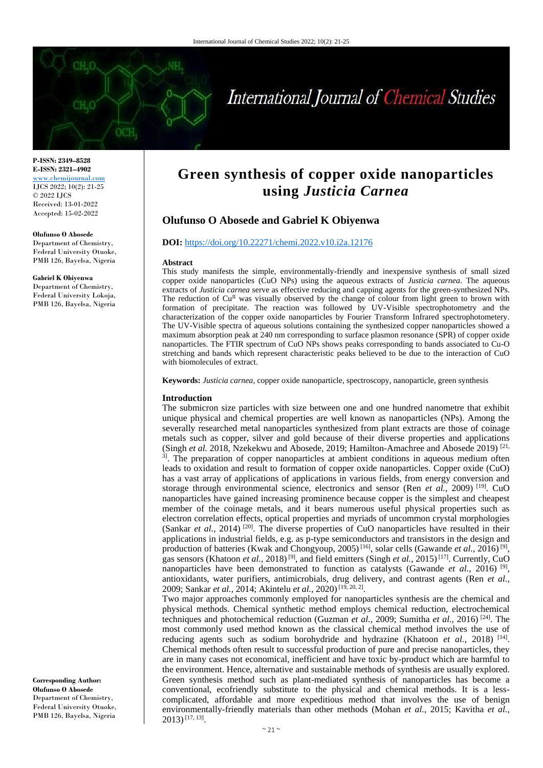**P-ISSN: 2349–8528**
**E-ISSN: 2321–4902**
www.chemijournal.com
IJCS 2022; 10(2): 21-25
© 2022 IJCS
Received: 13-01-2022
Accepted: 15-02-2022

**Olufunso O Abosede**
Department of Chemistry, Federal University Otuoke, PMB 126, Bayelsa, Nigeria

**Gabriel K Obiyenwa**
Department of Chemistry, Federal University Lokoja, PMB 126, Bayelsa, Nigeria

**Corresponding Author:**
**Olufunso O Abosede**
Department of Chemistry, Federal University Otuoke, PMB 126, Bayelsa, Nigeria

# Green synthesis of copper oxide nanoparticles using *Justicia Carnea*

## Olufunso O Abosede and Gabriel K Obiyenwa

**DOI:** https://doi.org/10.22271/chemi.2022.v10.i2a.12176

**Abstract**

This study manifests the simple, environmentally-friendly and inexpensive synthesis of small sized copper oxide nanoparticles (CuO NPs) using the aqueous extracts of *Justicia carnea*. The aqueous extracts of *Justicia carnea* serve as effective reducing and capping agents for the green-synthesized NPs. The reduction of $Cu^{II}$ was visually observed by the change of colour from light green to brown with formation of precipitate. The reaction was followed by UV-Visible spectrophotometry and the characterization of the copper oxide nanoparticles by Fourier Transform Infrared spectrophotometery. The UV-Visible spectra of aqueous solutions containing the synthesized copper nanoparticles showed a maximum absorption peak at 240 nm corresponding to surface plasmon resonance (SPR) of copper oxide nanoparticles. The FTIR spectrum of CuO NPs shows peaks corresponding to bands associated to Cu-O stretching and bands which represent characteristic peaks believed to be due to the interaction of CuO with biomolecules of extract.

**Keywords:** *Justicia carnea*, copper oxide nanoparticle, spectroscopy, nanoparticle, green synthesis

**Introduction**

The submicron size particles with size between one and one hundred nanometre that exhibit unique physical and chemical properties are well known as nanoparticles (NPs). Among the severally researched metal nanoparticles synthesized from plant extracts are those of coinage metals such as copper, silver and gold because of their diverse properties and applications (Singh *et al.* 2018, Nzekekwu and Abosede, 2019; Hamilton-Amachree and Abosede 2019) [21, 3]. The preparation of copper nanoparticles at ambient conditions in aqueous medium often leads to oxidation and result to formation of copper oxide nanoparticles. Copper oxide (CuO) has a vast array of applications of applications in various fields, from energy conversion and storage through environmental science, electronics and sensor (Ren *et al.,* 2009) [19]. CuO nanoparticles have gained increasing prominence because copper is the simplest and cheapest member of the coinage metals, and it bears numerous useful physical properties such as electron correlation effects, optical properties and myriads of uncommon crystal morphologies (Sankar *et al.,* 2014) [20]. The diverse properties of CuO nanoparticles have resulted in their applications in industrial fields, e.g. as p-type semiconductors and transistors in the design and production of batteries (Kwak and Chongyoup, 2005) [16], solar cells (Gawande *et al.,* 2016) [9], gas sensors (Khatoon *et al.,* 2018) [9], and field emitters (Singh *et al.,* 2015) [17]. Currently, CuO nanoparticles have been demonstrated to function as catalysts (Gawande *et al.,* 2016) [9], antioxidants, water purifiers, antimicrobials, drug delivery, and contrast agents (Ren *et al.,* 2009; Sankar *et al.,* 2014; Akintelu *et al.,* 2020) [19, 20, 2].

Two major approaches commonly employed for nanoparticles synthesis are the chemical and physical methods. Chemical synthetic method employs chemical reduction, electrochemical techniques and photochemical reduction (Guzman *et al.,* 2009; Sumitha *et al.,* 2016) [24]. The most commonly used method known as the classical chemical method involves the use of reducing agents such as sodium borohydride and hydrazine (Khatoon *et al.,* 2018) [14]. Chemical methods often result to successful production of pure and precise nanoparticles, they are in many cases not economical, inefficient and have toxic by-product which are harmful to the environment. Hence, alternative and sustainable methods of synthesis are usually explored. Green synthesis method such as plant-mediated synthesis of nanoparticles has become a conventional, ecofriendly substitute to the physical and chemical methods. It is a less-complicated, affordable and more expeditious method that involves the use of benign environmentally-friendly materials than other methods (Mohan *et al.,* 2015; Kavitha *et al.,* 2013) [17, 13].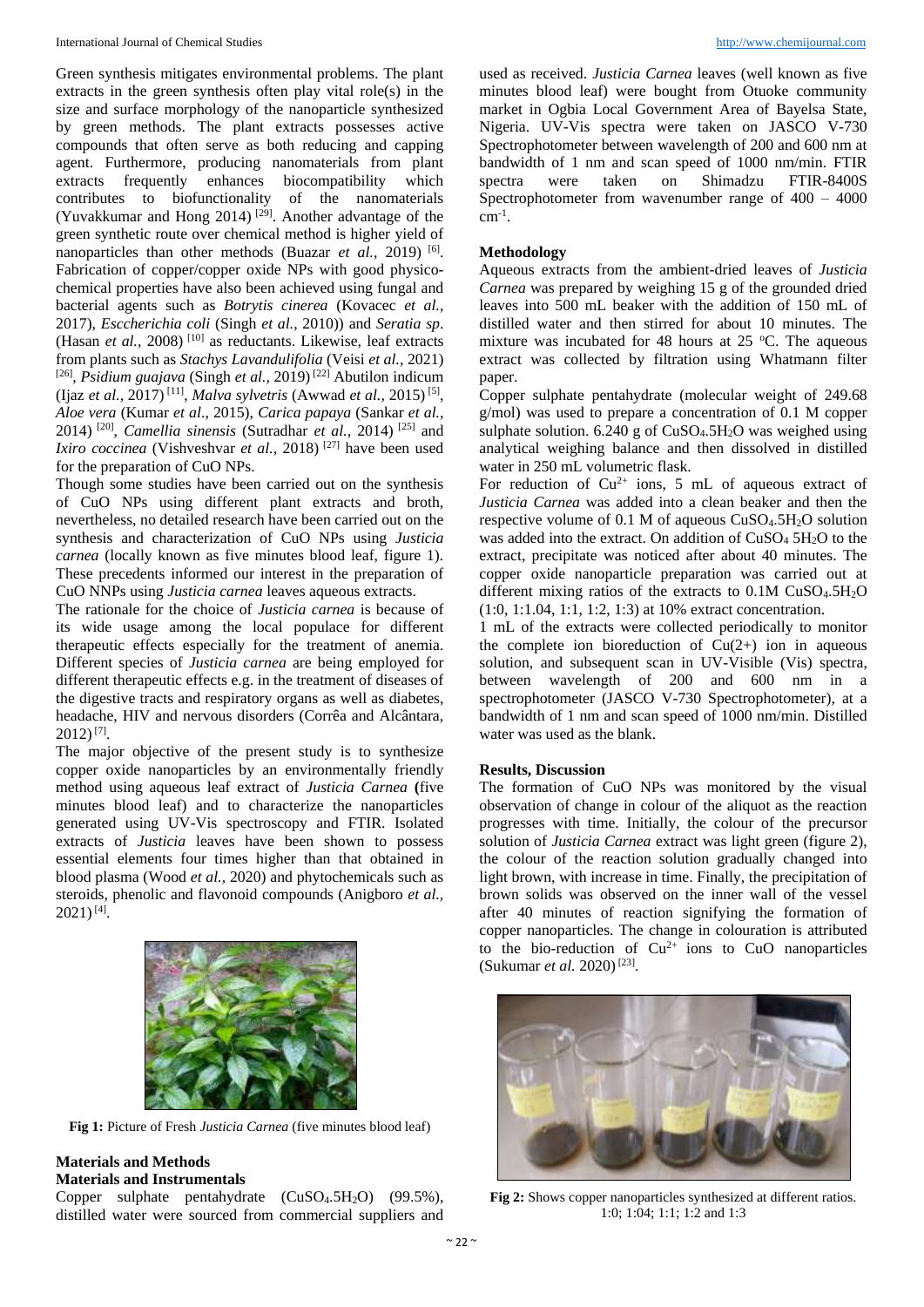Green synthesis mitigates environmental problems. The plant extracts in the green synthesis often play vital role(s) in the size and surface morphology of the nanoparticle synthesized by green methods. The plant extracts possesses active compounds that often serve as both reducing and capping agent. Furthermore, producing nanomaterials from plant extracts frequently enhances biocompatibility which contributes to biofunctionality of the nanomaterials (Yuvakkumar and Hong 2014) [29]. Another advantage of the green synthetic route over chemical method is higher yield of nanoparticles than other methods (Buazar *et al.,* 2019) [6]. Fabrication of copper/copper oxide NPs with good physico-chemical properties have also been achieved using fungal and bacterial agents such as *Botrytis cinerea* (Kovacec *et al.,* 2017), *Esccherichia coli* (Singh *et al.,* 2010)) and *Seratia sp*. (Hasan *et al.,* 2008) [10] as reductants. Likewise, leaf extracts from plants such as *Stachys Lavandulifolia* (Veisi *et al.,* 2021) [26], *Psidium guajava* (Singh *et al.,* 2019) [22] Abutilon indicum (Ijaz *et al.,* 2017) [11], *Malva sylvetris* (Awwad *et al.,* 2015) [5], *Aloe vera* (Kumar *et al*., 2015), *Carica papaya* (Sankar *et al.,* 2014) [20], *Camellia sinensis* (Sutradhar *et al.,* 2014) [25] and *Ixiro coccinea* (Vishveshvar *et al.,* 2018) [27] have been used for the preparation of CuO NPs.

Though some studies have been carried out on the synthesis of CuO NPs using different plant extracts and broth, nevertheless, no detailed research have been carried out on the synthesis and characterization of CuO NPs using *Justicia carnea* (locally known as five minutes blood leaf, figure 1). These precedents informed our interest in the preparation of CuO NNPs using *Justicia carnea* leaves aqueous extracts.

The rationale for the choice of *Justicia carnea* is because of its wide usage among the local populace for different therapeutic effects especially for the treatment of anemia. Different species of *Justicia carnea* are being employed for different therapeutic effects e.g. in the treatment of diseases of the digestive tracts and respiratory organs as well as diabetes, headache, HIV and nervous disorders (Corrêa and Alcântara, 2012) [7].

The major objective of the present study is to synthesize copper oxide nanoparticles by an environmentally friendly method using aqueous leaf extract of *Justicia Carnea* **(**five minutes blood leaf) and to characterize the nanoparticles generated using UV-Vis spectroscopy and FTIR. Isolated extracts of *Justicia* leaves have been shown to possess essential elements four times higher than that obtained in blood plasma (Wood *et al.,* 2020) and phytochemicals such as steroids, phenolic and flavonoid compounds (Anigboro *et al.,* 2021) [4].

**Fig 1:** Picture of Fresh *Justicia Carnea* (five minutes blood leaf)

## Materials and Methods

### Materials and Instrumentals

Copper sulphate pentahydrate ($CuSO_4.5H_2O$) (99.5%), distilled water were sourced from commercial suppliers and used as received. *Justicia Carnea* leaves (well known as five minutes blood leaf) were bought from Otuoke community market in Ogbia Local Government Area of Bayelsa State, Nigeria. UV-Vis spectra were taken on JASCO V-730 Spectrophotometer between wavelength of 200 and 600 nm at bandwidth of 1 nm and scan speed of 1000 nm/min. FTIR spectra were taken on Shimadzu FTIR-8400S Spectrophotometer from wavenumber range of 400 – 4000 $cm^{-1}$.

### Methodology

Aqueous extracts from the ambient-dried leaves of *Justicia Carnea* was prepared by weighing 15 g of the grounded dried leaves into 500 mL beaker with the addition of 150 mL of distilled water and then stirred for about 10 minutes. The mixture was incubated for 48 hours at 25 °C. The aqueous extract was collected by filtration using Whatmann filter paper.

Copper sulphate pentahydrate (molecular weight of 249.68 g/mol) was used to prepare a concentration of 0.1 M copper sulphate solution. 6.240 g of $CuSO_4.5H_2O$ was weighed using analytical weighing balance and then dissolved in distilled water in 250 mL volumetric flask.

For reduction of $Cu^{2+}$ ions, 5 mL of aqueous extract of *Justicia Carnea* was added into a clean beaker and then the respective volume of 0.1 M of aqueous $CuSO_4.5H_2O$ solution was added into the extract. On addition of $CuSO_4$ $5H_2O$ to the extract, precipitate was noticed after about 40 minutes. The copper oxide nanoparticle preparation was carried out at different mixing ratios of the extracts to 0.1M $CuSO_4.5H_2O$ (1:0, 1:1.04, 1:1, 1:2, 1:3) at 10% extract concentration.

1 mL of the extracts were collected periodically to monitor the complete ion bioreduction of Cu(2+) ion in aqueous solution, and subsequent scan in UV-Visible (Vis) spectra, between wavelength of 200 and 600 nm in a spectrophotometer (JASCO V-730 Spectrophotometer), at a bandwidth of 1 nm and scan speed of 1000 nm/min. Distilled water was used as the blank.

### Results, Discussion

The formation of CuO NPs was monitored by the visual observation of change in colour of the aliquot as the reaction progresses with time. Initially, the colour of the precursor solution of *Justicia Carnea* extract was light green (figure 2), the colour of the reaction solution gradually changed into light brown, with increase in time. Finally, the precipitation of brown solids was observed on the inner wall of the vessel after 40 minutes of reaction signifying the formation of copper nanoparticles. The change in colouration is attributed to the bio-reduction of $Cu^{2+}$ ions to CuO nanoparticles (Sukumar *et al.* 2020) [23].

**Fig 2:** Shows copper nanoparticles synthesized at different ratios. 1:0; 1:04; 1:1; 1:2 and 1:3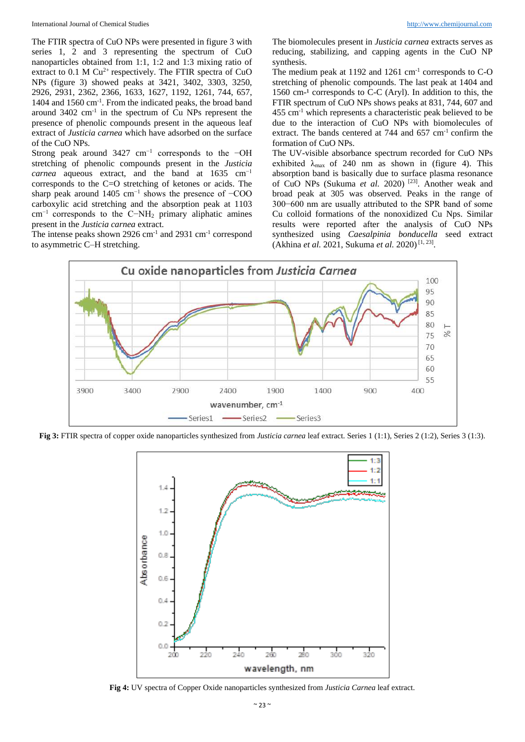The FTIR spectra of CuO NPs were presented in figure 3 with series 1, 2 and 3 representing the spectrum of CuO nanoparticles obtained from 1:1, 1:2 and 1:3 mixing ratio of extract to 0.1 M $Cu^{2+}$ respectively. The FTIR spectra of CuO NPs (figure 3) showed peaks at 3421, 3402, 3303, 3250, 2926, 2931, 2362, 2366, 1633, 1627, 1192, 1261, 744, 657, 1404 and 1560 $cm^{-1}$. From the indicated peaks, the broad band around 3402 $cm^{-1}$ in the spectrum of Cu NPs represent the presence of phenolic compounds present in the aqueous leaf extract of *Justicia carnea* which have adsorbed on the surface of the CuO NPs.

Strong peak around 3427 $cm^{-1}$ corresponds to the −OH stretching of phenolic compounds present in the *Justicia carnea* aqueous extract, and the band at 1635 $cm^{-1}$ corresponds to the C=O stretching of ketones or acids. The sharp peak around 1405 $cm^{-1}$ shows the presence of −COO carboxylic acid stretching and the absorption peak at 1103 $cm^{-1}$ corresponds to the $C{-}NH_2$ primary aliphatic amines present in the *Justicia carnea* extract.

The intense peaks shown 2926 $cm^{-1}$ and 2931 $cm^{-1}$ correspond to asymmetric C–H stretching.

The biomolecules present in *Justicia carnea* extracts serves as reducing, stabilizing, and capping agents in the CuO NP synthesis.

The medium peak at 1192 and 1261 $cm^{-1}$ corresponds to C-O stretching of phenolic compounds. The last peak at 1404 and 1560 $cm^{-1}$ corresponds to C-C (Aryl). In addition to this, the FTIR spectrum of CuO NPs shows peaks at 831, 744, 607 and 455 $cm^{-1}$ which represents a characteristic peak believed to be due to the interaction of CuO NPs with biomolecules of extract. The bands centered at 744 and 657 $cm^{-1}$ confirm the formation of CuO NPs.

The UV-visible absorbance spectrum recorded for CuO NPs exhibited $\lambda_{max}$ of 240 nm as shown in (figure 4). This absorption band is basically due to surface plasma resonance of CuO NPs (Sukuma *et al.* 2020) [23]. Another weak and broad peak at 305 was observed. Peaks in the range of 300−600 nm are usually attributed to the SPR band of some Cu colloid formations of the nonoxidized Cu Nps. Similar results were reported after the analysis of CuO NPs synthesized using *Caesalpinia bonducella* seed extract (Akhina *et al.* 2021, Sukuma *et al.* 2020) [1, 23].

**Fig 3:** FTIR spectra of copper oxide nanoparticles synthesized from *Justicia carnea* leaf extract. Series 1 (1:1), Series 2 (1:2), Series 3 (1:3).

**Fig 4:** UV spectra of Copper Oxide nanoparticles synthesized from *Justicia Carnea* leaf extract.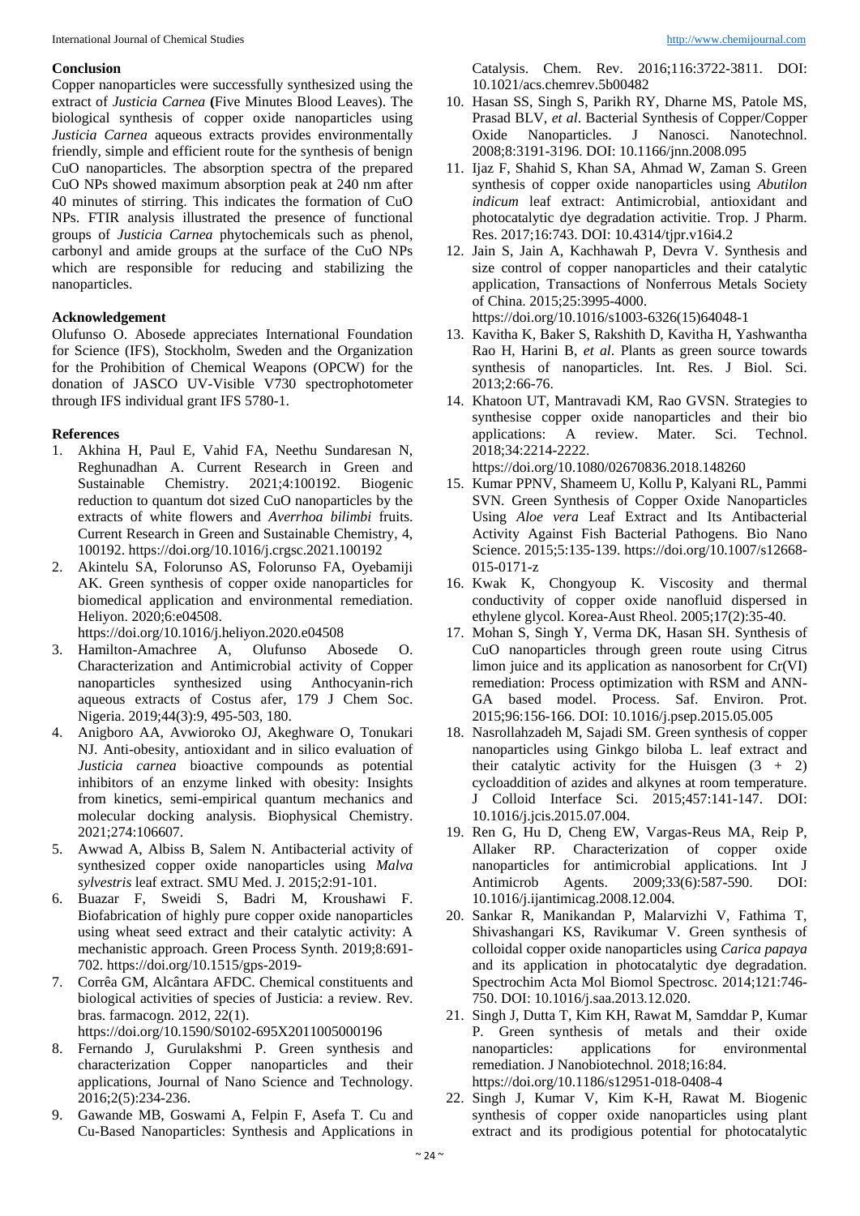## Conclusion

Copper nanoparticles were successfully synthesized using the extract of *Justicia Carnea* **(**Five Minutes Blood Leaves). The biological synthesis of copper oxide nanoparticles using *Justicia Carnea* aqueous extracts provides environmentally friendly, simple and efficient route for the synthesis of benign CuO nanoparticles. The absorption spectra of the prepared CuO NPs showed maximum absorption peak at 240 nm after 40 minutes of stirring. This indicates the formation of CuO NPs. FTIR analysis illustrated the presence of functional groups of *Justicia Carnea* phytochemicals such as phenol, carbonyl and amide groups at the surface of the CuO NPs which are responsible for reducing and stabilizing the nanoparticles.

## Acknowledgement

Olufunso O. Abosede appreciates International Foundation for Science (IFS), Stockholm, Sweden and the Organization for the Prohibition of Chemical Weapons (OPCW) for the donation of JASCO UV-Visible V730 spectrophotometer through IFS individual grant IFS 5780-1.

## References

1. Akhina H, Paul E, Vahid FA, Neethu Sundaresan N, Reghunadhan A. Current Research in Green and Sustainable Chemistry. 2021;4:100192. Biogenic reduction to quantum dot sized CuO nanoparticles by the extracts of white flowers and *Averrhoa bilimbi* fruits. Current Research in Green and Sustainable Chemistry, 4, 100192. https://doi.org/10.1016/j.crgsc.2021.100192
2. Akintelu SA, Folorunso AS, Folorunso FA, Oyebamiji AK. Green synthesis of copper oxide nanoparticles for biomedical application and environmental remediation. Heliyon. 2020;6:e04508. https://doi.org/10.1016/j.heliyon.2020.e04508
3. Hamilton-Amachree A, Olufunso Abosede O. Characterization and Antimicrobial activity of Copper nanoparticles synthesized using Anthocyanin-rich aqueous extracts of Costus afer, 179 J Chem Soc. Nigeria. 2019;44(3):9, 495-503, 180.
4. Anigboro AA, Avwioroko OJ, Akeghware O, Tonukari NJ. Anti-obesity, antioxidant and in silico evaluation of *Justicia carnea* bioactive compounds as potential inhibitors of an enzyme linked with obesity: Insights from kinetics, semi-empirical quantum mechanics and molecular docking analysis. Biophysical Chemistry. 2021;274:106607.
5. Awwad A, Albiss B, Salem N. Antibacterial activity of synthesized copper oxide nanoparticles using *Malva sylvestris* leaf extract. SMU Med. J. 2015;2:91-101.
6. Buazar F, Sweidi S, Badri M, Kroushawi F. Biofabrication of highly pure copper oxide nanoparticles using wheat seed extract and their catalytic activity: A mechanistic approach. Green Process Synth. 2019;8:691-702. https://doi.org/10.1515/gps-2019-
7. Corrêa GM, Alcântara AFDC. Chemical constituents and biological activities of species of Justicia: a review. Rev. bras. farmacogn. 2012, 22(1). https://doi.org/10.1590/S0102-695X2011005000196
8. Fernando J, Gurulakshmi P. Green synthesis and characterization Copper nanoparticles and their applications, Journal of Nano Science and Technology. 2016;2(5):234-236.
9. Gawande MB, Goswami A, Felpin F, Asefa T. Cu and Cu-Based Nanoparticles: Synthesis and Applications in Catalysis. Chem. Rev. 2016;116:3722-3811. DOI: 10.1021/acs.chemrev.5b00482
10. Hasan SS, Singh S, Parikh RY, Dharne MS, Patole MS, Prasad BLV, *et al*. Bacterial Synthesis of Copper/Copper Oxide Nanoparticles. J Nanosci. Nanotechnol. 2008;8:3191-3196. DOI: 10.1166/jnn.2008.095
11. Ijaz F, Shahid S, Khan SA, Ahmad W, Zaman S. Green synthesis of copper oxide nanoparticles using *Abutilon indicum* leaf extract: Antimicrobial, antioxidant and photocatalytic dye degradation activitie. Trop. J Pharm. Res. 2017;16:743. DOI: 10.4314/tjpr.v16i4.2
12. Jain S, Jain A, Kachhawah P, Devra V. Synthesis and size control of copper nanoparticles and their catalytic application, Transactions of Nonferrous Metals Society of China. 2015;25:3995-4000. https://doi.org/10.1016/s1003-6326(15)64048-1
13. Kavitha K, Baker S, Rakshith D, Kavitha H, Yashwantha Rao H, Harini B, *et al*. Plants as green source towards synthesis of nanoparticles. Int. Res. J Biol. Sci. 2013;2:66-76.
14. Khatoon UT, Mantravadi KM, Rao GVSN. Strategies to synthesise copper oxide nanoparticles and their bio applications: A review. Mater. Sci. Technol. 2018;34:2214-2222. https://doi.org/10.1080/02670836.2018.148260
15. Kumar PPNV, Shameem U, Kollu P, Kalyani RL, Pammi SVN. Green Synthesis of Copper Oxide Nanoparticles Using *Aloe vera* Leaf Extract and Its Antibacterial Activity Against Fish Bacterial Pathogens. Bio Nano Science. 2015;5:135-139. https://doi.org/10.1007/s12668-015-0171-z
16. Kwak K, Chongyoup K. Viscosity and thermal conductivity of copper oxide nanofluid dispersed in ethylene glycol. Korea-Aust Rheol. 2005;17(2):35-40.
17. Mohan S, Singh Y, Verma DK, Hasan SH. Synthesis of CuO nanoparticles through green route using Citrus limon juice and its application as nanosorbent for Cr(VI) remediation: Process optimization with RSM and ANN-GA based model. Process. Saf. Environ. Prot. 2015;96:156-166. DOI: 10.1016/j.psep.2015.05.005
18. Nasrollahzadeh M, Sajadi SM. Green synthesis of copper nanoparticles using Ginkgo biloba L. leaf extract and their catalytic activity for the Huisgen (3 + 2) cycloaddition of azides and alkynes at room temperature. J Colloid Interface Sci. 2015;457:141-147. DOI: 10.1016/j.jcis.2015.07.004.
19. Ren G, Hu D, Cheng EW, Vargas-Reus MA, Reip P, Allaker RP. Characterization of copper oxide nanoparticles for antimicrobial applications. Int J Antimicrob Agents. 2009;33(6):587-590. DOI: 10.1016/j.ijantimicag.2008.12.004.
20. Sankar R, Manikandan P, Malarvizhi V, Fathima T, Shivashangari KS, Ravikumar V. Green synthesis of colloidal copper oxide nanoparticles using *Carica papaya* and its application in photocatalytic dye degradation. Spectrochim Acta Mol Biomol Spectrosc. 2014;121:746-750. DOI: 10.1016/j.saa.2013.12.020.
21. Singh J, Dutta T, Kim KH, Rawat M, Samddar P, Kumar P. Green synthesis of metals and their oxide nanoparticles: applications for environmental remediation. J Nanobiotechnol. 2018;16:84. https://doi.org/10.1186/s12951-018-0408-4
22. Singh J, Kumar V, Kim K-H, Rawat M. Biogenic synthesis of copper oxide nanoparticles using plant extract and its prodigious potential for photocatalytic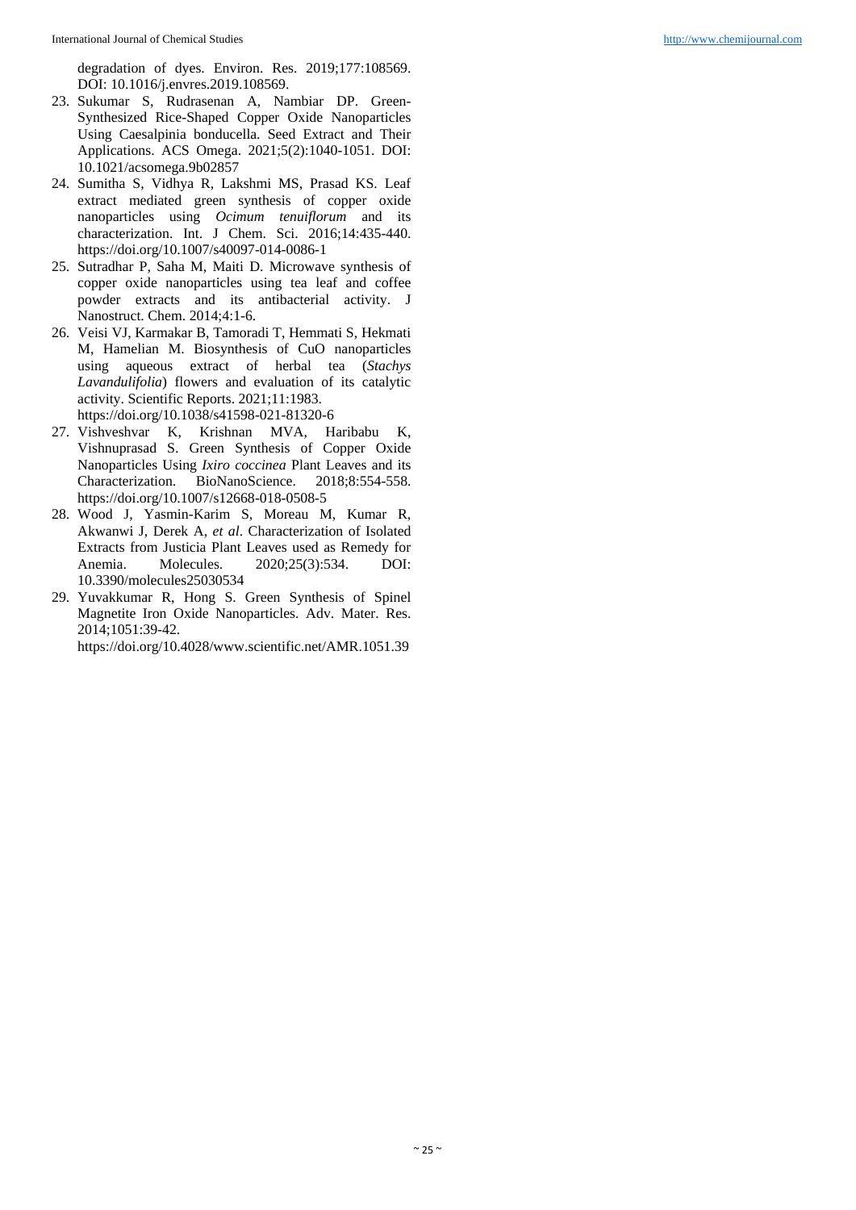degradation of dyes. Environ. Res. 2019;177:108569. DOI: 10.1016/j.envres.2019.108569.

23. Sukumar S, Rudrasenan A, Nambiar DP. Green-Synthesized Rice-Shaped Copper Oxide Nanoparticles Using Caesalpinia bonducella. Seed Extract and Their Applications. ACS Omega. 2021;5(2):1040-1051. DOI: 10.1021/acsomega.9b02857
24. Sumitha S, Vidhya R, Lakshmi MS, Prasad KS. Leaf extract mediated green synthesis of copper oxide nanoparticles using *Ocimum tenuiflorum* and its characterization. Int. J Chem. Sci. 2016;14:435-440. https://doi.org/10.1007/s40097-014-0086-1
25. Sutradhar P, Saha M, Maiti D. Microwave synthesis of copper oxide nanoparticles using tea leaf and coffee powder extracts and its antibacterial activity. J Nanostruct. Chem. 2014;4:1-6.
26. Veisi VJ, Karmakar B, Tamoradi T, Hemmati S, Hekmati M, Hamelian M. Biosynthesis of CuO nanoparticles using aqueous extract of herbal tea (*Stachys Lavandulifolia*) flowers and evaluation of its catalytic activity. Scientific Reports. 2021;11:1983. https://doi.org/10.1038/s41598-021-81320-6
27. Vishveshvar K, Krishnan MVA, Haribabu K, Vishnuprasad S. Green Synthesis of Copper Oxide Nanoparticles Using *Ixiro coccinea* Plant Leaves and its Characterization. BioNanoScience. 2018;8:554-558. https://doi.org/10.1007/s12668-018-0508-5
28. Wood J, Yasmin-Karim S, Moreau M, Kumar R, Akwanwi J, Derek A, *et al*. Characterization of Isolated Extracts from Justicia Plant Leaves used as Remedy for Anemia. Molecules. 2020;25(3):534. DOI: 10.3390/molecules25030534
29. Yuvakkumar R, Hong S. Green Synthesis of Spinel Magnetite Iron Oxide Nanoparticles. Adv. Mater. Res. 2014;1051:39-42. https://doi.org/10.4028/www.scientific.net/AMR.1051.39